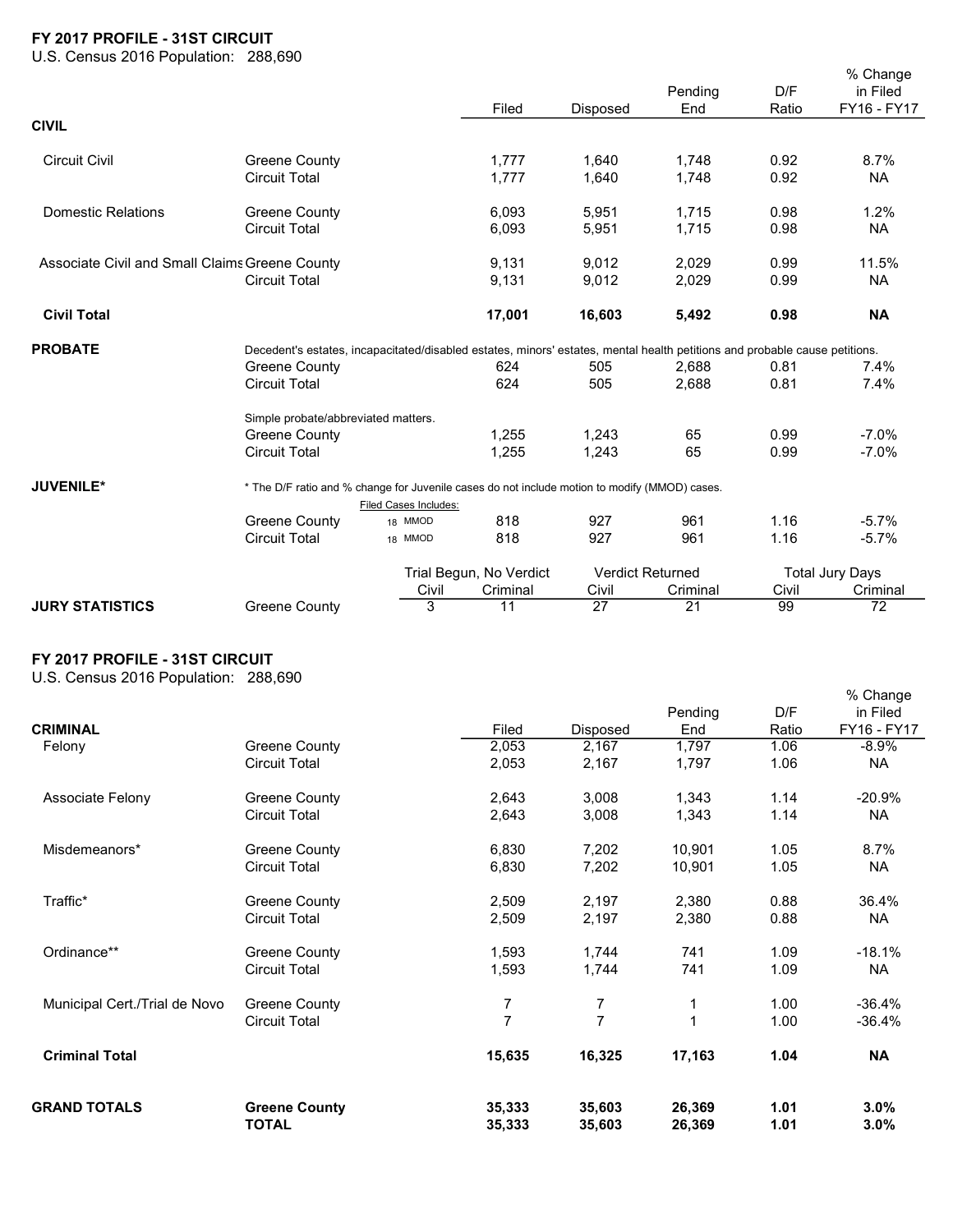## FY 2017 PROFILE - 31ST CIRCUIT

U.S. Census 2016 Population: 288,690

| | | | Filed | Disposed | Pending End | D/F Ratio | % Change in Filed FY16 - FY17 |
|---|---|---|---|---|---|---|---|
| **CIVIL** | | | | | | | |
| Circuit Civil | Greene County | | 1,777 | 1,640 | 1,748 | 0.92 | 8.7% |
| | Circuit Total | | 1,777 | 1,640 | 1,748 | 0.92 | NA |
| Domestic Relations | Greene County | | 6,093 | 5,951 | 1,715 | 0.98 | 1.2% |
| | Circuit Total | | 6,093 | 5,951 | 1,715 | 0.98 | NA |
| Associate Civil and Small Claims | Greene County | | 9,131 | 9,012 | 2,029 | 0.99 | 11.5% |
| | Circuit Total | | 9,131 | 9,012 | 2,029 | 0.99 | NA |
| **Civil Total** | | | **17,001** | **16,603** | **5,492** | **0.98** | **NA** |
| **PROBATE** | Decedent's estates, incapacitated/disabled estates, minors' estates, mental health petitions and probable cause petitions. | | | | | | |
| | Greene County | | 624 | 505 | 2,688 | 0.81 | 7.4% |
| | Circuit Total | | 624 | 505 | 2,688 | 0.81 | 7.4% |
| | Simple probate/abbreviated matters. | | | | | | |
| | Greene County | | 1,255 | 1,243 | 65 | 0.99 | -7.0% |
| | Circuit Total | | 1,255 | 1,243 | 65 | 0.99 | -7.0% |
| **JUVENILE*** | * The D/F ratio and % change for Juvenile cases do not include motion to modify (MMOD) cases. | | | | | | |
| | | Filed Cases Includes: | | | | | |
| | Greene County | 18 MMOD | 818 | 927 | 961 | 1.16 | -5.7% |
| | Circuit Total | 18 MMOD | 818 | 927 | 961 | 1.16 | -5.7% |

| | | Trial Begun, No Verdict | | Verdict Returned | | Total Jury Days | |
|---|---|---|---|---|---|---|---|
| | | Civil | Criminal | Civil | Criminal | Civil | Criminal |
| **JURY STATISTICS** | Greene County | 3 | 11 | 27 | 21 | 99 | 72 |

## FY 2017 PROFILE - 31ST CIRCUIT

U.S. Census 2016 Population: 288,690

| **CRIMINAL** | | Filed | Disposed | Pending End | D/F Ratio | % Change in Filed FY16 - FY17 |
|---|---|---|---|---|---|---|
| Felony | Greene County | 2,053 | 2,167 | 1,797 | 1.06 | -8.9% |
| | Circuit Total | 2,053 | 2,167 | 1,797 | 1.06 | NA |
| Associate Felony | Greene County | 2,643 | 3,008 | 1,343 | 1.14 | -20.9% |
| | Circuit Total | 2,643 | 3,008 | 1,343 | 1.14 | NA |
| Misdemeanors* | Greene County | 6,830 | 7,202 | 10,901 | 1.05 | 8.7% |
| | Circuit Total | 6,830 | 7,202 | 10,901 | 1.05 | NA |
| Traffic* | Greene County | 2,509 | 2,197 | 2,380 | 0.88 | 36.4% |
| | Circuit Total | 2,509 | 2,197 | 2,380 | 0.88 | NA |
| Ordinance** | Greene County | 1,593 | 1,744 | 741 | 1.09 | -18.1% |
| | Circuit Total | 1,593 | 1,744 | 741 | 1.09 | NA |
| Municipal Cert./Trial de Novo | Greene County | 7 | 7 | 1 | 1.00 | -36.4% |
| | Circuit Total | 7 | 7 | 1 | 1.00 | -36.4% |
| **Criminal Total** | | **15,635** | **16,325** | **17,163** | **1.04** | **NA** |
| **GRAND TOTALS** | **Greene County** | **35,333** | **35,603** | **26,369** | **1.01** | **3.0%** |
| | **TOTAL** | **35,333** | **35,603** | **26,369** | **1.01** | **3.0%** |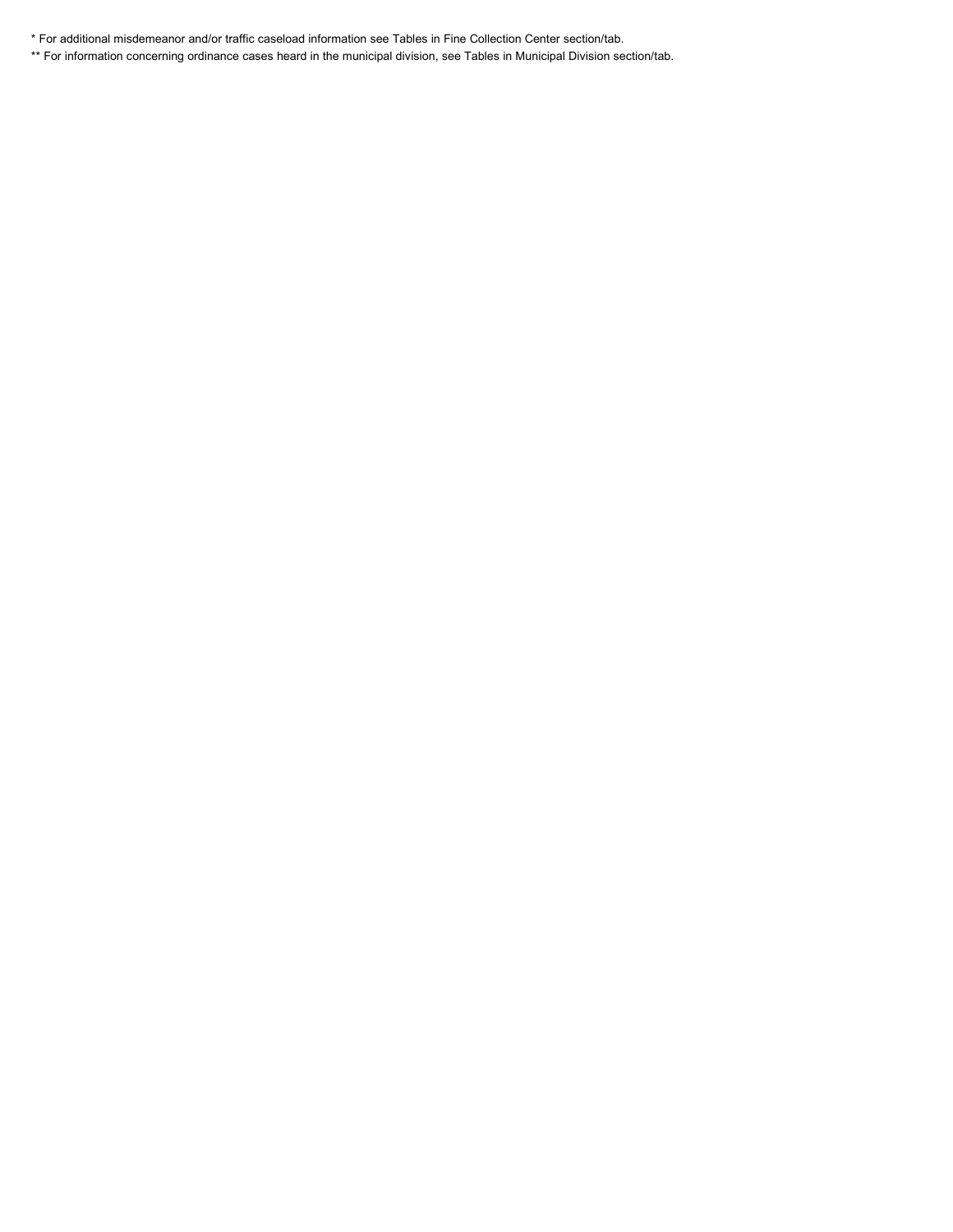* For additional misdemeanor and/or traffic caseload information see Tables in Fine Collection Center section/tab.

** For information concerning ordinance cases heard in the municipal division, see Tables in Municipal Division section/tab.